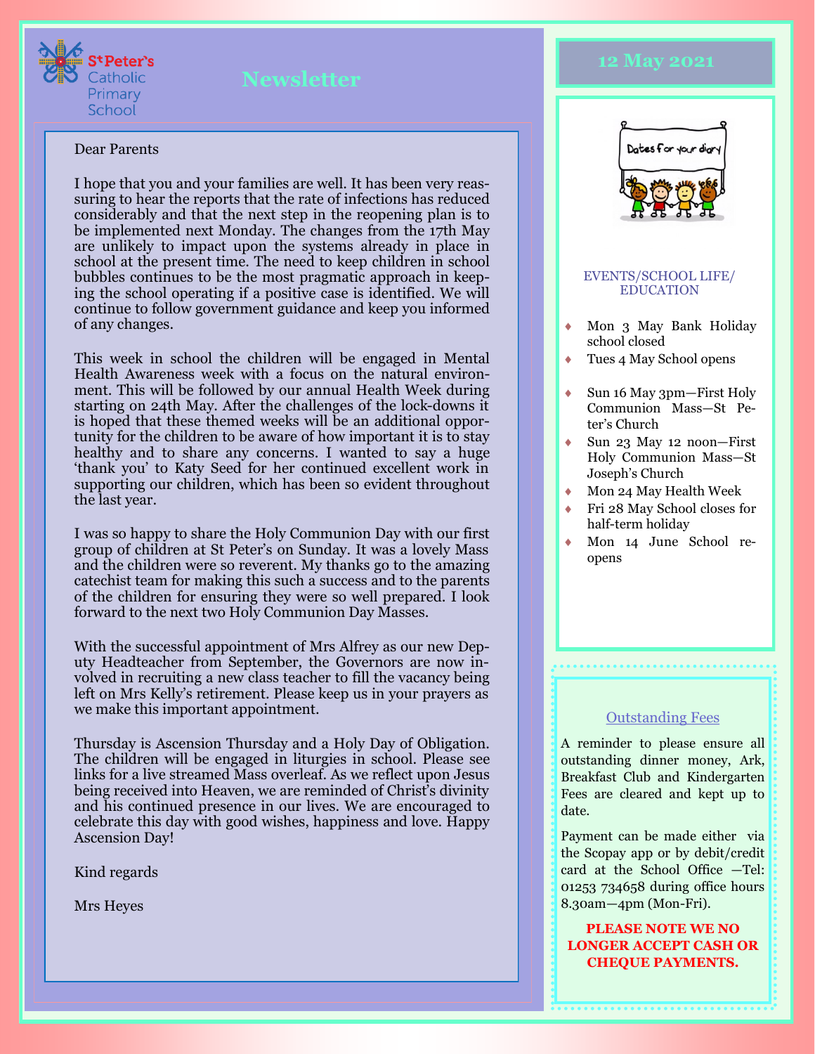St Peter's Catholic Primary School

# Newsletter

**12 May 2021**

Dear Parents

I hope that you and your families are well. It has been very reassuring to hear the reports that the rate of infections has reduced considerably and that the next step in the reopening plan is to be implemented next Monday. The changes from the 17th May are unlikely to impact upon the systems already in place in school at the present time. The need to keep children in school bubbles continues to be the most pragmatic approach in keeping the school operating if a positive case is identified. We will continue to follow government guidance and keep you informed of any changes.

This week in school the children will be engaged in Mental Health Awareness week with a focus on the natural environment. This will be followed by our annual Health Week during starting on 24th May. After the challenges of the lock-downs it is hoped that these themed weeks will be an additional opportunity for the children to be aware of how important it is to stay healthy and to share any concerns. I wanted to say a huge 'thank you' to Katy Seed for her continued excellent work in supporting our children, which has been so evident throughout the last year.

I was so happy to share the Holy Communion Day with our first group of children at St Peter's on Sunday. It was a lovely Mass and the children were so reverent. My thanks go to the amazing catechist team for making this such a success and to the parents of the children for ensuring they were so well prepared. I look forward to the next two Holy Communion Day Masses.

With the successful appointment of Mrs Alfrey as our new Deputy Headteacher from September, the Governors are now involved in recruiting a new class teacher to fill the vacancy being left on Mrs Kelly's retirement. Please keep us in your prayers as we make this important appointment.

Thursday is Ascension Thursday and a Holy Day of Obligation. The children will be engaged in liturgies in school. Please see links for a live streamed Mass overleaf. As we reflect upon Jesus being received into Heaven, we are reminded of Christ's divinity and his continued presence in our lives. We are encouraged to celebrate this day with good wishes, happiness and love. Happy Ascension Day!

Kind regards

Mrs Heyes

## Dates for your diary

EVENTS/SCHOOL LIFE/ EDUCATION

- Mon 3 May Bank Holiday school closed
- Tues 4 May School opens
- Sun 16 May 3pm—First Holy Communion Mass—St Peter's Church
- Sun 23 May 12 noon—First Holy Communion Mass—St Joseph's Church
- Mon 24 May Health Week
- Fri 28 May School closes for half-term holiday
- Mon 14 June School reopens

## Outstanding Fees

A reminder to please ensure all outstanding dinner money, Ark, Breakfast Club and Kindergarten Fees are cleared and kept up to date.

Payment can be made either via the Scopay app or by debit/credit card at the School Office —Tel: 01253 734658 during office hours 8.30am—4pm (Mon-Fri).

**PLEASE NOTE WE NO LONGER ACCEPT CASH OR CHEQUE PAYMENTS.**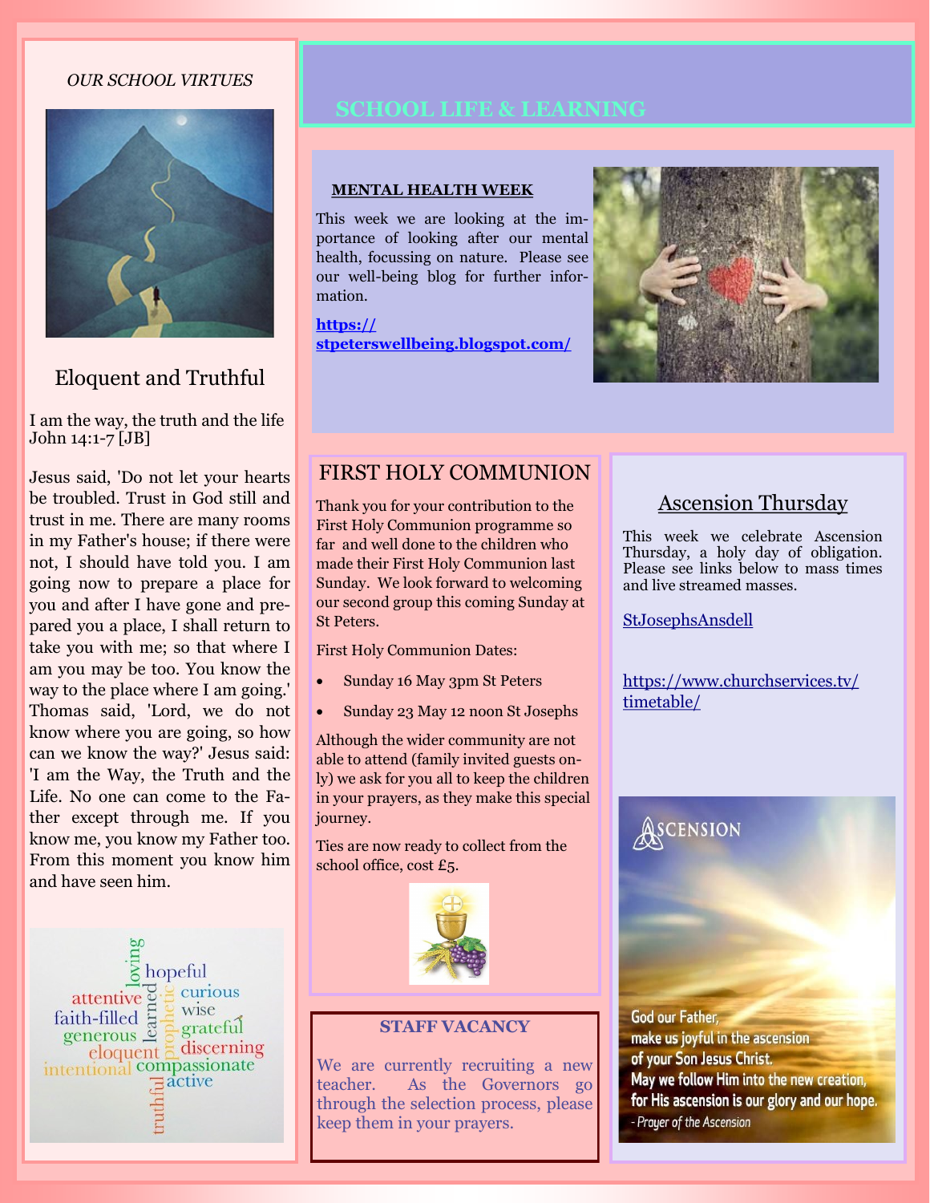*OUR SCHOOL VIRTUES*

## Eloquent and Truthful

I am the way, the truth and the life
John 14:1-7 [JB]

Jesus said, 'Do not let your hearts be troubled. Trust in God still and trust in me. There are many rooms in my Father's house; if there were not, I should have told you. I am going now to prepare a place for you and after I have gone and prepared you a place, I shall return to take you with me; so that where I am you may be too. You know the way to the place where I am going.' Thomas said, 'Lord, we do not know where you are going, so how can we know the way?' Jesus said: 'I am the Way, the Truth and the Life. No one can come to the Father except through me. If you know me, you know my Father too. From this moment you know him and have seen him.

loving, hopeful, attentive, curious, faith-filled, learned, prophetic, wise, generous, grateful, eloquent, discerning, intentional, compassionate, truthful, active

# SCHOOL LIFE & LEARNING

### MENTAL HEALTH WEEK

This week we are looking at the importance of looking after our mental health, focussing on nature. Please see our well-being blog for further information.

**https://stpeterswellbeing.blogspot.com/**

## FIRST HOLY COMMUNION

Thank you for your contribution to the First Holy Communion programme so far and well done to the children who made their First Holy Communion last Sunday. We look forward to welcoming our second group this coming Sunday at St Peters.

First Holy Communion Dates:

- Sunday 16 May 3pm St Peters
- Sunday 23 May 12 noon St Josephs

Although the wider community are not able to attend (family invited guests only) we ask for you all to keep the children in your prayers, as they make this special journey.

Ties are now ready to collect from the school office, cost £5.

## Ascension Thursday

This week we celebrate Ascension Thursday, a holy day of obligation. Please see links below to mass times and live streamed masses.

StJosephsAnsdell

https://www.churchservices.tv/timetable/

ASCENSION

God our Father,
make us joyful in the ascension
of your Son Jesus Christ.
May we follow Him into the new creation,
for His ascension is our glory and our hope.
- *Prayer of the Ascension*

### STAFF VACANCY

We are currently recruiting a new teacher. As the Governors go through the selection process, please keep them in your prayers.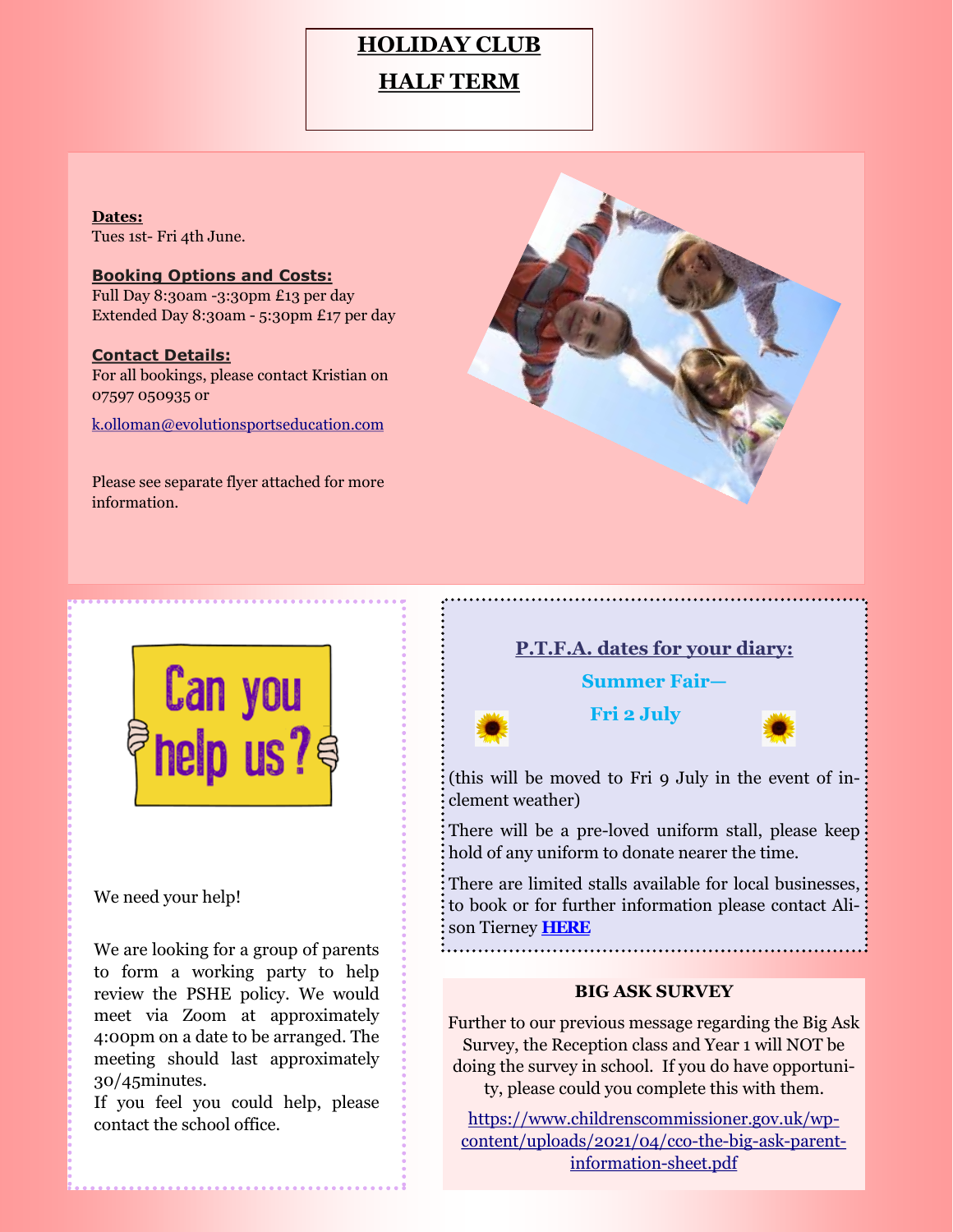# HOLIDAY CLUB

## HALF TERM

**Dates:**
Tues 1st- Fri 4th June.

**Booking Options and Costs:**
Full Day 8:30am -3:30pm £13 per day
Extended Day 8:30am - 5:30pm £17 per day

**Contact Details:**
For all bookings, please contact Kristian on 07597 050935 or

k.olloman@evolutionsportseducation.com

Please see separate flyer attached for more information.

Can you help us?

We need your help!

We are looking for a group of parents to form a working party to help review the PSHE policy. We would meet via Zoom at approximately 4:00pm on a date to be arranged. The meeting should last approximately 30/45minutes.
If you feel you could help, please contact the school office.

## P.T.F.A. dates for your diary:

**Summer Fair—**

**Fri 2 July**

(this will be moved to Fri 9 July in the event of inclement weather)

There will be a pre-loved uniform stall, please keep hold of any uniform to donate nearer the time.

There are limited stalls available for local businesses, to book or for further information please contact Alison Tierney **HERE**

## BIG ASK SURVEY

Further to our previous message regarding the Big Ask Survey, the Reception class and Year 1 will NOT be doing the survey in school. If you do have opportunity, please could you complete this with them.

https://www.childrenscommissioner.gov.uk/wp-content/uploads/2021/04/cco-the-big-ask-parent-information-sheet.pdf